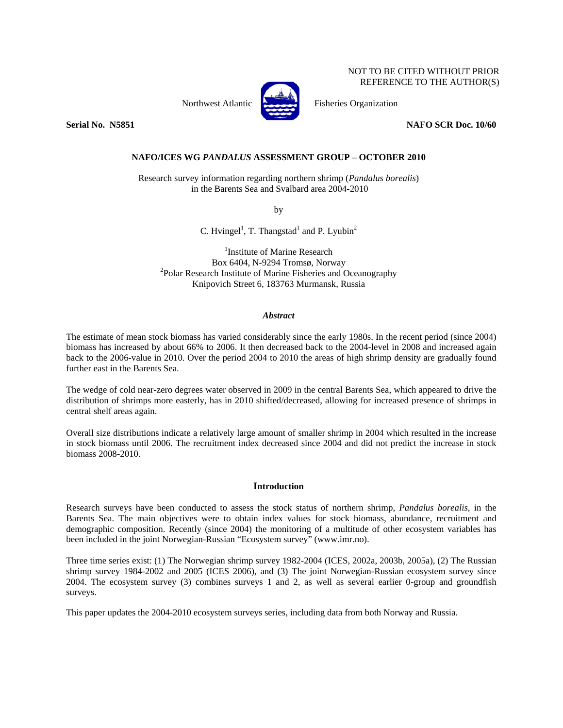NOT TO BE CITED WITHOUT PRIOR REFERENCE TO THE AUTHOR(S)

Northwest Atlantic Fisheries Organization

**Serial No. N5851** **NAFO SCR Doc. 10/60**

## NAFO/ICES WG *PANDALUS* ASSESSMENT GROUP – OCTOBER 2010

Research survey information regarding northern shrimp (*Pandalus borealis*) in the Barents Sea and Svalbard area 2004-2010

by

C. Hvingel[1], T. Thangstad[1] and P. Lyubin[2]

[1]Institute of Marine Research
Box 6404, N-9294 Tromsø, Norway
[2]Polar Research Institute of Marine Fisheries and Oceanography
Knipovich Street 6, 183763 Murmansk, Russia

### *Abstract*

The estimate of mean stock biomass has varied considerably since the early 1980s. In the recent period (since 2004) biomass has increased by about 66% to 2006. It then decreased back to the 2004-level in 2008 and increased again back to the 2006-value in 2010. Over the period 2004 to 2010 the areas of high shrimp density are gradually found further east in the Barents Sea.

The wedge of cold near-zero degrees water observed in 2009 in the central Barents Sea, which appeared to drive the distribution of shrimps more easterly, has in 2010 shifted/decreased, allowing for increased presence of shrimps in central shelf areas again.

Overall size distributions indicate a relatively large amount of smaller shrimp in 2004 which resulted in the increase in stock biomass until 2006. The recruitment index decreased since 2004 and did not predict the increase in stock biomass 2008-2010.

### Introduction

Research surveys have been conducted to assess the stock status of northern shrimp, *Pandalus borealis*, in the Barents Sea. The main objectives were to obtain index values for stock biomass, abundance, recruitment and demographic composition. Recently (since 2004) the monitoring of a multitude of other ecosystem variables has been included in the joint Norwegian-Russian "Ecosystem survey" (www.imr.no).

Three time series exist: (1) The Norwegian shrimp survey 1982-2004 (ICES, 2002a, 2003b, 2005a), (2) The Russian shrimp survey 1984-2002 and 2005 (ICES 2006), and (3) The joint Norwegian-Russian ecosystem survey since 2004. The ecosystem survey (3) combines surveys 1 and 2, as well as several earlier 0-group and groundfish surveys.

This paper updates the 2004-2010 ecosystem surveys series, including data from both Norway and Russia.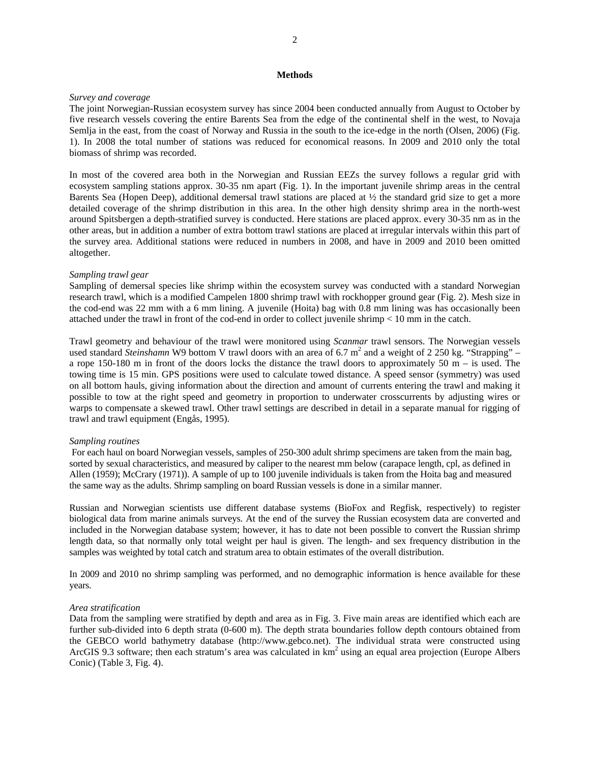## Methods

*Survey and coverage*

The joint Norwegian-Russian ecosystem survey has since 2004 been conducted annually from August to October by five research vessels covering the entire Barents Sea from the edge of the continental shelf in the west, to Novaja Semlja in the east, from the coast of Norway and Russia in the south to the ice-edge in the north (Olsen, 2006) (Fig. 1). In 2008 the total number of stations was reduced for economical reasons. In 2009 and 2010 only the total biomass of shrimp was recorded.

In most of the covered area both in the Norwegian and Russian EEZs the survey follows a regular grid with ecosystem sampling stations approx. 30-35 nm apart (Fig. 1). In the important juvenile shrimp areas in the central Barents Sea (Hopen Deep), additional demersal trawl stations are placed at ½ the standard grid size to get a more detailed coverage of the shrimp distribution in this area. In the other high density shrimp area in the north-west around Spitsbergen a depth-stratified survey is conducted. Here stations are placed approx. every 30-35 nm as in the other areas, but in addition a number of extra bottom trawl stations are placed at irregular intervals within this part of the survey area. Additional stations were reduced in numbers in 2008, and have in 2009 and 2010 been omitted altogether.

*Sampling trawl gear*

Sampling of demersal species like shrimp within the ecosystem survey was conducted with a standard Norwegian research trawl, which is a modified Campelen 1800 shrimp trawl with rockhopper ground gear (Fig. 2). Mesh size in the cod-end was 22 mm with a 6 mm lining. A juvenile (Hoita) bag with 0.8 mm lining was has occasionally been attached under the trawl in front of the cod-end in order to collect juvenile shrimp < 10 mm in the catch.

Trawl geometry and behaviour of the trawl were monitored using *Scanmar* trawl sensors. The Norwegian vessels used standard *Steinshamn* W9 bottom V trawl doors with an area of 6.7 m$^2$ and a weight of 2 250 kg. "Strapping" – a rope 150-180 m in front of the doors locks the distance the trawl doors to approximately 50 m – is used. The towing time is 15 min. GPS positions were used to calculate towed distance. A speed sensor (symmetry) was used on all bottom hauls, giving information about the direction and amount of currents entering the trawl and making it possible to tow at the right speed and geometry in proportion to underwater crosscurrents by adjusting wires or warps to compensate a skewed trawl. Other trawl settings are described in detail in a separate manual for rigging of trawl and trawl equipment (Engås, 1995).

*Sampling routines*

For each haul on board Norwegian vessels, samples of 250-300 adult shrimp specimens are taken from the main bag, sorted by sexual characteristics, and measured by caliper to the nearest mm below (carapace length, cpl, as defined in Allen (1959); McCrary (1971)). A sample of up to 100 juvenile individuals is taken from the Hoita bag and measured the same way as the adults. Shrimp sampling on board Russian vessels is done in a similar manner.

Russian and Norwegian scientists use different database systems (BioFox and Regfisk, respectively) to register biological data from marine animals surveys. At the end of the survey the Russian ecosystem data are converted and included in the Norwegian database system; however, it has to date not been possible to convert the Russian shrimp length data, so that normally only total weight per haul is given. The length- and sex frequency distribution in the samples was weighted by total catch and stratum area to obtain estimates of the overall distribution.

In 2009 and 2010 no shrimp sampling was performed, and no demographic information is hence available for these years.

*Area stratification*

Data from the sampling were stratified by depth and area as in Fig. 3. Five main areas are identified which each are further sub-divided into 6 depth strata (0-600 m). The depth strata boundaries follow depth contours obtained from the GEBCO world bathymetry database (http://www.gebco.net). The individual strata were constructed using ArcGIS 9.3 software; then each stratum's area was calculated in km$^2$ using an equal area projection (Europe Albers Conic) (Table 3, Fig. 4).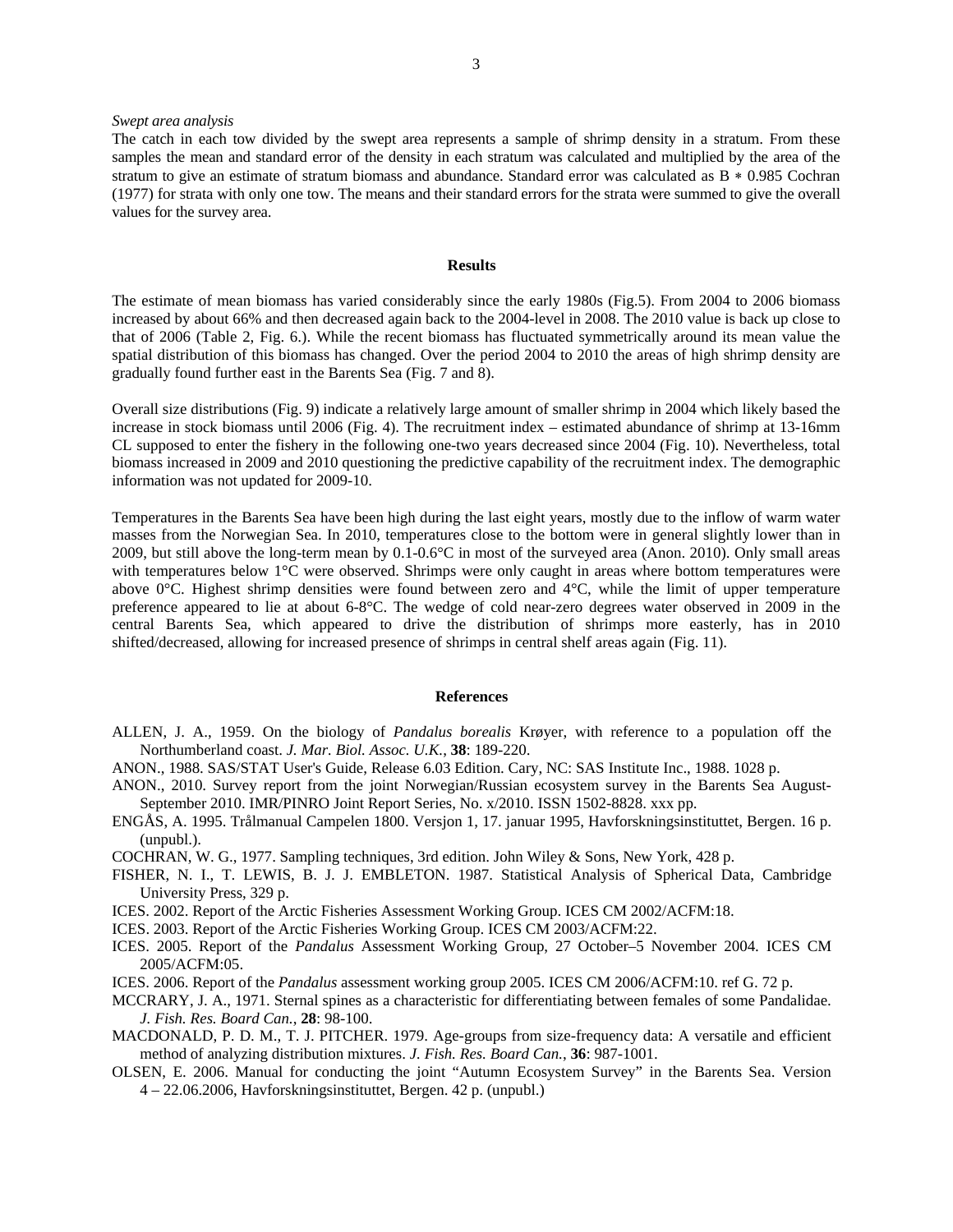*Swept area analysis*

The catch in each tow divided by the swept area represents a sample of shrimp density in a stratum. From these samples the mean and standard error of the density in each stratum was calculated and multiplied by the area of the stratum to give an estimate of stratum biomass and abundance. Standard error was calculated as B $*$ 0.985 Cochran (1977) for strata with only one tow. The means and their standard errors for the strata were summed to give the overall values for the survey area.

## Results

The estimate of mean biomass has varied considerably since the early 1980s (Fig.5). From 2004 to 2006 biomass increased by about 66% and then decreased again back to the 2004-level in 2008. The 2010 value is back up close to that of 2006 (Table 2, Fig. 6.). While the recent biomass has fluctuated symmetrically around its mean value the spatial distribution of this biomass has changed. Over the period 2004 to 2010 the areas of high shrimp density are gradually found further east in the Barents Sea (Fig. 7 and 8).

Overall size distributions (Fig. 9) indicate a relatively large amount of smaller shrimp in 2004 which likely based the increase in stock biomass until 2006 (Fig. 4). The recruitment index – estimated abundance of shrimp at 13-16mm CL supposed to enter the fishery in the following one-two years decreased since 2004 (Fig. 10). Nevertheless, total biomass increased in 2009 and 2010 questioning the predictive capability of the recruitment index. The demographic information was not updated for 2009-10.

Temperatures in the Barents Sea have been high during the last eight years, mostly due to the inflow of warm water masses from the Norwegian Sea. In 2010, temperatures close to the bottom were in general slightly lower than in 2009, but still above the long-term mean by 0.1-0.6°C in most of the surveyed area (Anon. 2010). Only small areas with temperatures below 1°C were observed. Shrimps were only caught in areas where bottom temperatures were above 0°C. Highest shrimp densities were found between zero and 4°C, while the limit of upper temperature preference appeared to lie at about 6-8°C. The wedge of cold near-zero degrees water observed in 2009 in the central Barents Sea, which appeared to drive the distribution of shrimps more easterly, has in 2010 shifted/decreased, allowing for increased presence of shrimps in central shelf areas again (Fig. 11).

## References

ALLEN, J. A., 1959. On the biology of *Pandalus borealis* Krøyer, with reference to a population off the Northumberland coast. *J. Mar. Biol. Assoc. U.K.*, **38**: 189-220.

ANON., 1988. SAS/STAT User's Guide, Release 6.03 Edition. Cary, NC: SAS Institute Inc., 1988. 1028 p.

ANON., 2010. Survey report from the joint Norwegian/Russian ecosystem survey in the Barents Sea August-September 2010. IMR/PINRO Joint Report Series, No. x/2010. ISSN 1502-8828. xxx pp.

ENGÅS, A. 1995. Trålmanual Campelen 1800. Versjon 1, 17. januar 1995, Havforskningsinstituttet, Bergen. 16 p. (unpubl.).

COCHRAN, W. G., 1977. Sampling techniques, 3rd edition. John Wiley & Sons, New York, 428 p.

FISHER, N. I., T. LEWIS, B. J. J. EMBLETON. 1987. Statistical Analysis of Spherical Data, Cambridge University Press, 329 p.

ICES. 2002. Report of the Arctic Fisheries Assessment Working Group. ICES CM 2002/ACFM:18.

ICES. 2003. Report of the Arctic Fisheries Working Group. ICES CM 2003/ACFM:22.

ICES. 2005. Report of the *Pandalus* Assessment Working Group, 27 October–5 November 2004. ICES CM 2005/ACFM:05.

ICES. 2006. Report of the *Pandalus* assessment working group 2005. ICES CM 2006/ACFM:10. ref G. 72 p.

MCCRARY, J. A., 1971. Sternal spines as a characteristic for differentiating between females of some Pandalidae. *J. Fish. Res. Board Can.*, **28**: 98-100.

MACDONALD, P. D. M., T. J. PITCHER. 1979. Age-groups from size-frequency data: A versatile and efficient method of analyzing distribution mixtures. *J. Fish. Res. Board Can.*, **36**: 987-1001.

OLSEN, E. 2006. Manual for conducting the joint "Autumn Ecosystem Survey" in the Barents Sea. Version 4 – 22.06.2006, Havforskningsinstituttet, Bergen. 42 p. (unpubl.)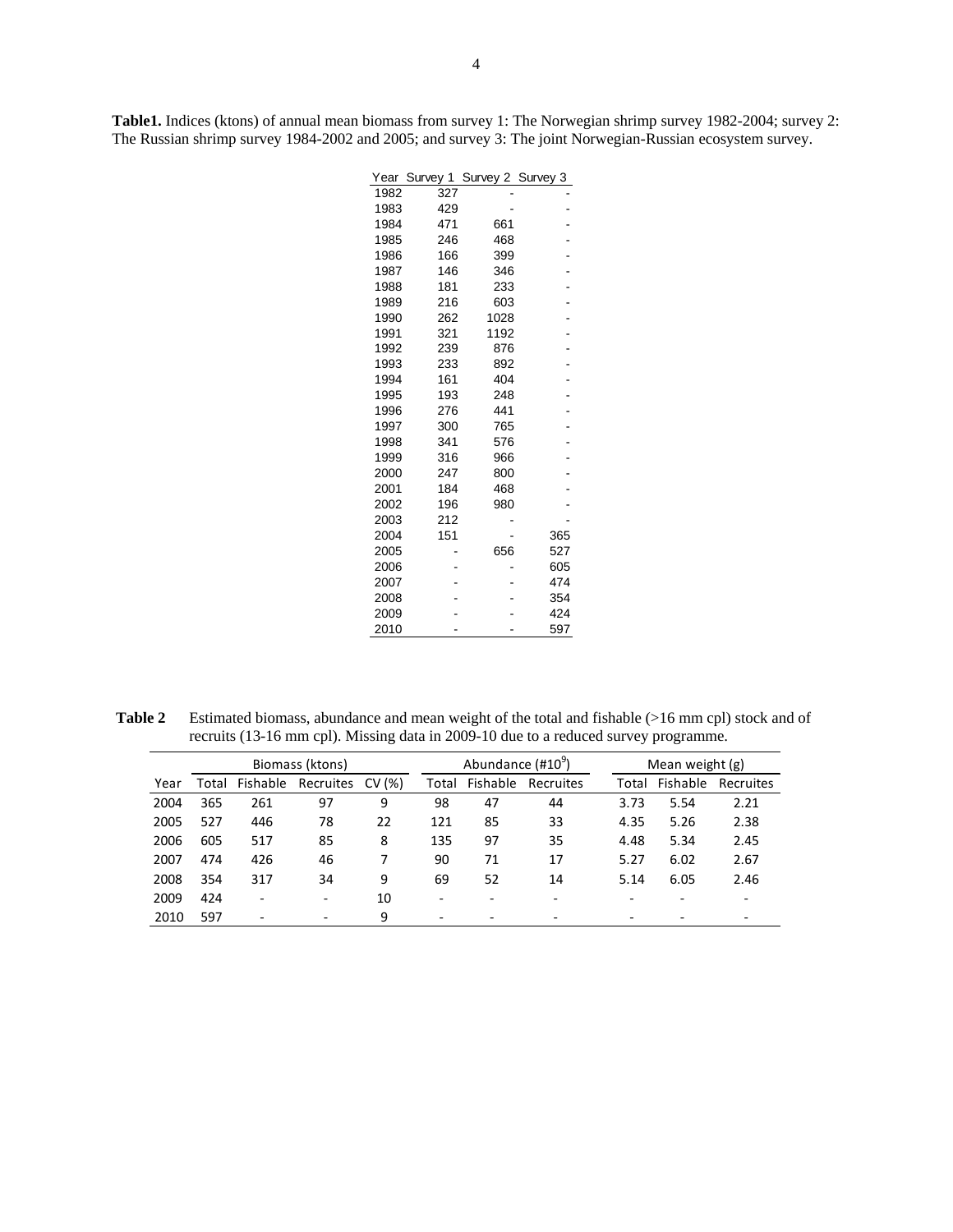**Table1.** Indices (ktons) of annual mean biomass from survey 1: The Norwegian shrimp survey 1982-2004; survey 2: The Russian shrimp survey 1984-2002 and 2005; and survey 3: The joint Norwegian-Russian ecosystem survey.

| Year | Survey 1 | Survey 2 | Survey 3 |
|---|---|---|---|
| 1982 | 327 | - | - |
| 1983 | 429 | - | - |
| 1984 | 471 | 661 | - |
| 1985 | 246 | 468 | - |
| 1986 | 166 | 399 | - |
| 1987 | 146 | 346 | - |
| 1988 | 181 | 233 | - |
| 1989 | 216 | 603 | - |
| 1990 | 262 | 1028 | - |
| 1991 | 321 | 1192 | - |
| 1992 | 239 | 876 | - |
| 1993 | 233 | 892 | - |
| 1994 | 161 | 404 | - |
| 1995 | 193 | 248 | - |
| 1996 | 276 | 441 | - |
| 1997 | 300 | 765 | - |
| 1998 | 341 | 576 | - |
| 1999 | 316 | 966 | - |
| 2000 | 247 | 800 | - |
| 2001 | 184 | 468 | - |
| 2002 | 196 | 980 | - |
| 2003 | 212 | - | - |
| 2004 | 151 | - | 365 |
| 2005 | - | 656 | 527 |
| 2006 | - | - | 605 |
| 2007 | - | - | 474 |
| 2008 | - | - | 354 |
| 2009 | - | - | 424 |
| 2010 | - | - | 597 |

**Table 2** Estimated biomass, abundance and mean weight of the total and fishable (>16 mm cpl) stock and of recruits (13-16 mm cpl). Missing data in 2009-10 due to a reduced survey programme.

| | Biomass (ktons) | | | | Abundance (#$10^9$) | | | Mean weight (g) | | |
|---|---|---|---|---|---|---|---|---|---|---|
| Year | Total | Fishable | Recruites | CV (%) | Total | Fishable | Recruites | Total | Fishable | Recruites |
| 2004 | 365 | 261 | 97 | 9 | 98 | 47 | 44 | 3.73 | 5.54 | 2.21 |
| 2005 | 527 | 446 | 78 | 22 | 121 | 85 | 33 | 4.35 | 5.26 | 2.38 |
| 2006 | 605 | 517 | 85 | 8 | 135 | 97 | 35 | 4.48 | 5.34 | 2.45 |
| 2007 | 474 | 426 | 46 | 7 | 90 | 71 | 17 | 5.27 | 6.02 | 2.67 |
| 2008 | 354 | 317 | 34 | 9 | 69 | 52 | 14 | 5.14 | 6.05 | 2.46 |
| 2009 | 424 | - | - | 10 | - | - | - | - | - | - |
| 2010 | 597 | - | - | 9 | - | - | - | - | - | - |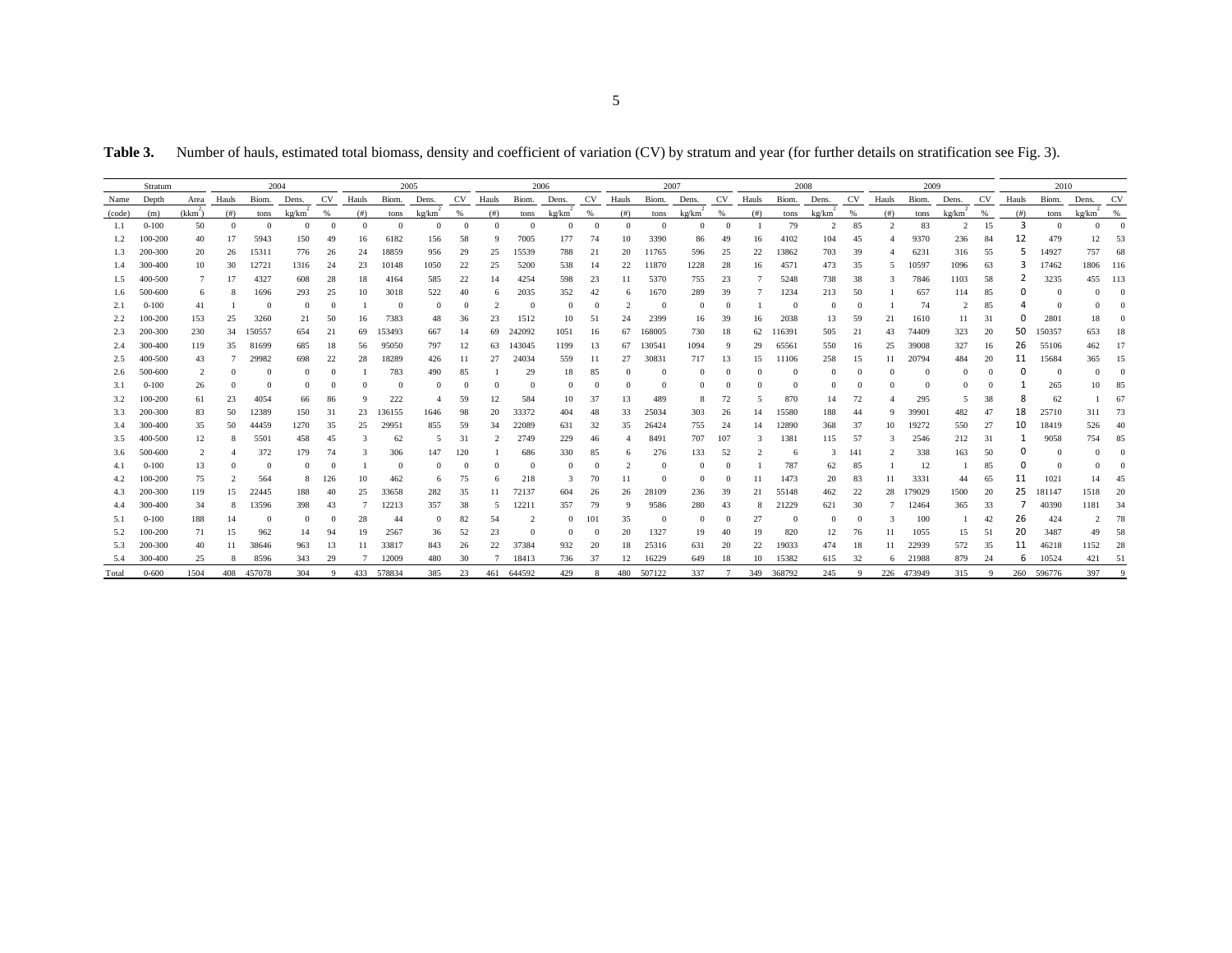**Table 3.** Number of hauls, estimated total biomass, density and coefficient of variation (CV) by stratum and year (for further details on stratification see Fig. 3).

| Stratum | | | 2004 | | | | 2005 | | | | 2006 | | | | 2007 | | | | 2008 | | | | 2009 | | | | 2010 | | | |
|---|---|---|---|---|---|---|---|---|---|---|---|---|---|---|---|---|---|---|---|---|---|---|---|---|---|---|---|---|---|---|
| Name | Depth | Area | Hauls | Biom. | Dens. | CV | Hauls | Biom. | Dens. | CV | Hauls | Biom. | Dens. | CV | Hauls | Biom. | Dens. | CV | Hauls | Biom. | Dens. | CV | Hauls | Biom. | Dens. | CV | Hauls | Biom. | Dens. | CV |
| (code) | (m) | (km$^2$) | (#) | tons | kg/km$^2$ | % | (#) | tons | kg/km$^2$ | % | (#) | tons | kg/km$^2$ | % | (#) | tons | kg/km$^2$ | % | (#) | tons | kg/km$^2$ | % | (#) | tons | kg/km$^2$ | % | (#) | tons | kg/km$^2$ | % |
| 1.1 | 0-100 | 50 | 0 | 0 | 0 | 0 | 0 | 0 | 0 | 0 | 0 | 0 | 0 | 0 | 0 | 0 | 0 | 0 | 1 | 79 | 2 | 85 | 2 | 83 | 2 | 15 | 3 | 0 | 0 | 0 |
| 1.2 | 100-200 | 40 | 17 | 5943 | 150 | 49 | 16 | 6182 | 156 | 58 | 9 | 7005 | 177 | 74 | 10 | 3390 | 86 | 49 | 16 | 4102 | 104 | 45 | 4 | 9370 | 236 | 84 | 12 | 479 | 12 | 53 |
| 1.3 | 200-300 | 20 | 26 | 15311 | 776 | 26 | 24 | 18859 | 956 | 29 | 25 | 15539 | 788 | 21 | 20 | 11765 | 596 | 25 | 22 | 13862 | 703 | 39 | 4 | 6231 | 316 | 55 | 5 | 14927 | 757 | 68 |
| 1.4 | 300-400 | 10 | 30 | 12721 | 1316 | 24 | 23 | 10148 | 1050 | 22 | 25 | 5200 | 538 | 14 | 22 | 11870 | 1228 | 28 | 16 | 4571 | 473 | 35 | 5 | 10597 | 1096 | 63 | 3 | 17462 | 1806 | 116 |
| 1.5 | 400-500 | 7 | 17 | 4327 | 608 | 28 | 18 | 4164 | 585 | 22 | 14 | 4254 | 598 | 23 | 11 | 5370 | 755 | 23 | 7 | 5248 | 738 | 38 | 3 | 7846 | 1103 | 58 | 2 | 3235 | 455 | 113 |
| 1.6 | 500-600 | 6 | 8 | 1696 | 293 | 25 | 10 | 3018 | 522 | 40 | 6 | 2035 | 352 | 42 | 6 | 1670 | 289 | 39 | 7 | 1234 | 213 | 50 | 1 | 657 | 114 | 85 | 0 | 0 | 0 | 0 |
| 2.1 | 0-100 | 41 | 1 | 0 | 0 | 0 | 1 | 0 | 0 | 0 | 2 | 0 | 0 | 0 | 2 | 0 | 0 | 0 | 1 | 0 | 0 | 0 | 1 | 74 | 2 | 85 | 4 | 0 | 0 | 0 |
| 2.2 | 100-200 | 153 | 25 | 3260 | 21 | 50 | 16 | 7383 | 48 | 36 | 23 | 1512 | 10 | 51 | 24 | 2399 | 16 | 39 | 16 | 2038 | 13 | 59 | 21 | 1610 | 11 | 31 | 0 | 2801 | 18 | 0 |
| 2.3 | 200-300 | 230 | 34 | 150557 | 654 | 21 | 69 | 153493 | 667 | 14 | 69 | 242092 | 1051 | 16 | 67 | 168005 | 730 | 18 | 62 | 116391 | 505 | 21 | 43 | 74409 | 323 | 20 | 50 | 150357 | 653 | 18 |
| 2.4 | 300-400 | 119 | 35 | 81699 | 685 | 18 | 56 | 95050 | 797 | 12 | 63 | 143045 | 1199 | 13 | 67 | 130541 | 1094 | 9 | 29 | 65561 | 550 | 16 | 25 | 39008 | 327 | 16 | 26 | 55106 | 462 | 17 |
| 2.5 | 400-500 | 43 | 7 | 29982 | 698 | 22 | 28 | 18289 | 426 | 11 | 27 | 24034 | 559 | 11 | 27 | 30831 | 717 | 13 | 15 | 11106 | 258 | 15 | 11 | 20794 | 484 | 20 | 11 | 15684 | 365 | 15 |
| 2.6 | 500-600 | 2 | 0 | 0 | 0 | 0 | 1 | 783 | 490 | 85 | 1 | 29 | 18 | 85 | 0 | 0 | 0 | 0 | 0 | 0 | 0 | 0 | 0 | 0 | 0 | 0 | 0 | 0 | 0 | 0 |
| 3.1 | 0-100 | 26 | 0 | 0 | 0 | 0 | 0 | 0 | 0 | 0 | 0 | 0 | 0 | 0 | 0 | 0 | 0 | 0 | 0 | 0 | 0 | 0 | 0 | 0 | 0 | 0 | 1 | 265 | 10 | 85 |
| 3.2 | 100-200 | 61 | 23 | 4054 | 66 | 86 | 9 | 222 | 4 | 59 | 12 | 584 | 10 | 37 | 13 | 489 | 8 | 72 | 5 | 870 | 14 | 72 | 4 | 295 | 5 | 38 | 8 | 62 | 1 | 67 |
| 3.3 | 200-300 | 83 | 50 | 12389 | 150 | 31 | 23 | 136155 | 1646 | 98 | 20 | 33372 | 404 | 48 | 33 | 25034 | 303 | 26 | 14 | 15580 | 188 | 44 | 9 | 39901 | 482 | 47 | 18 | 25710 | 311 | 73 |
| 3.4 | 300-400 | 35 | 50 | 44459 | 1270 | 35 | 25 | 29951 | 855 | 59 | 34 | 22089 | 631 | 32 | 35 | 26424 | 755 | 24 | 14 | 12890 | 368 | 37 | 10 | 19272 | 550 | 27 | 10 | 18419 | 526 | 40 |
| 3.5 | 400-500 | 12 | 8 | 5501 | 458 | 45 | 3 | 62 | 5 | 31 | 2 | 2749 | 229 | 46 | 4 | 8491 | 707 | 107 | 3 | 1381 | 115 | 57 | 3 | 2546 | 212 | 31 | 1 | 9058 | 754 | 85 |
| 3.6 | 500-600 | 2 | 4 | 372 | 179 | 74 | 3 | 306 | 147 | 120 | 1 | 686 | 330 | 85 | 6 | 276 | 133 | 52 | 2 | 6 | 3 | 141 | 2 | 338 | 163 | 50 | 0 | 0 | 0 | 0 |
| 4.1 | 0-100 | 13 | 0 | 0 | 0 | 0 | 1 | 0 | 0 | 0 | 0 | 0 | 0 | 0 | 2 | 0 | 0 | 0 | 1 | 787 | 62 | 85 | 1 | 12 | 1 | 85 | 0 | 0 | 0 | 0 |
| 4.2 | 100-200 | 75 | 2 | 564 | 8 | 126 | 10 | 462 | 6 | 75 | 6 | 218 | 3 | 70 | 11 | 0 | 0 | 0 | 11 | 1473 | 20 | 83 | 11 | 3331 | 44 | 65 | 11 | 1021 | 14 | 45 |
| 4.3 | 200-300 | 119 | 15 | 22445 | 188 | 40 | 25 | 33658 | 282 | 35 | 11 | 72137 | 604 | 26 | 26 | 28109 | 236 | 39 | 21 | 55148 | 462 | 22 | 28 | 179029 | 1500 | 20 | 25 | 181147 | 1518 | 20 |
| 4.4 | 300-400 | 34 | 8 | 13596 | 398 | 43 | 7 | 12213 | 357 | 38 | 5 | 12211 | 357 | 79 | 9 | 9586 | 280 | 43 | 8 | 21229 | 621 | 30 | 7 | 12464 | 365 | 33 | 7 | 40390 | 1181 | 34 |
| 5.1 | 0-100 | 188 | 14 | 0 | 0 | 0 | 28 | 44 | 0 | 82 | 54 | 2 | 0 | 101 | 35 | 0 | 0 | 0 | 27 | 0 | 0 | 0 | 3 | 100 | 1 | 42 | 26 | 424 | 2 | 78 |
| 5.2 | 100-200 | 71 | 15 | 962 | 14 | 94 | 19 | 2567 | 36 | 52 | 23 | 0 | 0 | 0 | 20 | 1327 | 19 | 40 | 19 | 820 | 12 | 76 | 11 | 1055 | 15 | 51 | 20 | 3487 | 49 | 58 |
| 5.3 | 200-300 | 40 | 11 | 38646 | 963 | 13 | 11 | 33817 | 843 | 26 | 22 | 37384 | 932 | 20 | 18 | 25316 | 631 | 20 | 22 | 19033 | 474 | 18 | 11 | 22939 | 572 | 35 | 11 | 46218 | 1152 | 28 |
| 5.4 | 300-400 | 25 | 8 | 8596 | 343 | 29 | 7 | 12009 | 480 | 30 | 7 | 18413 | 736 | 37 | 12 | 16229 | 649 | 18 | 10 | 15382 | 615 | 32 | 6 | 21988 | 879 | 24 | 6 | 10524 | 421 | 51 |
| Total | 0-600 | 1504 | 408 | 457078 | 304 | 9 | 433 | 578834 | 385 | 23 | 461 | 644592 | 429 | 8 | 480 | 507122 | 337 | 7 | 349 | 368792 | 245 | 9 | 226 | 473949 | 315 | 9 | 260 | 596776 | 397 | 9 |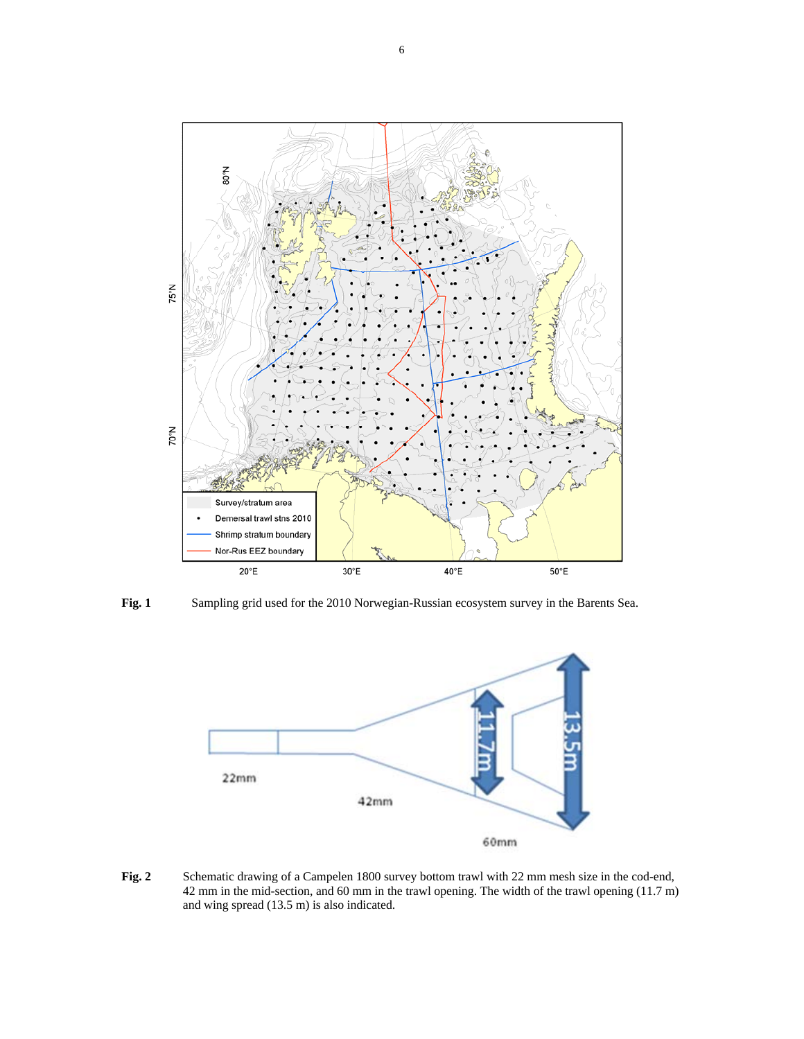**Fig. 1** Sampling grid used for the 2010 Norwegian-Russian ecosystem survey in the Barents Sea.

**Fig. 2** Schematic drawing of a Campelen 1800 survey bottom trawl with 22 mm mesh size in the cod-end, 42 mm in the mid-section, and 60 mm in the trawl opening. The width of the trawl opening (11.7 m) and wing spread (13.5 m) is also indicated.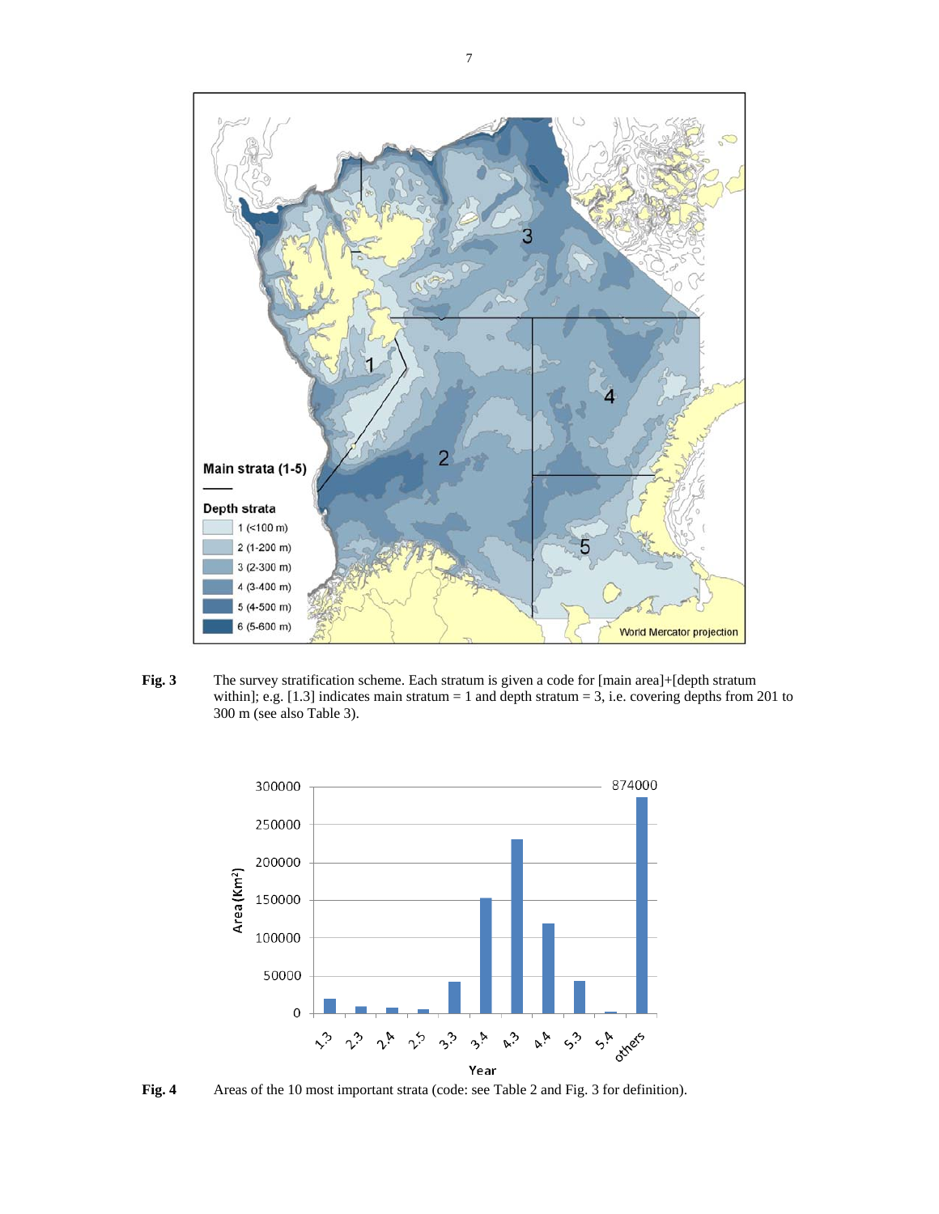**Fig. 3** The survey stratification scheme. Each stratum is given a code for [main area]+[depth stratum within]; e.g. [1.3] indicates main stratum = 1 and depth stratum = 3, i.e. covering depths from 201 to 300 m (see also Table 3).

**Fig. 4** Areas of the 10 most important strata (code: see Table 2 and Fig. 3 for definition).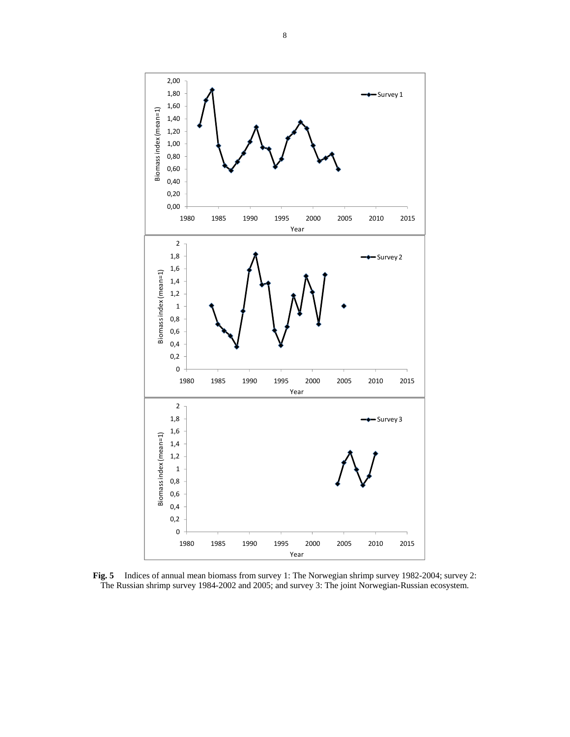**Fig. 5** Indices of annual mean biomass from survey 1: The Norwegian shrimp survey 1982-2004; survey 2: The Russian shrimp survey 1984-2002 and 2005; and survey 3: The joint Norwegian-Russian ecosystem.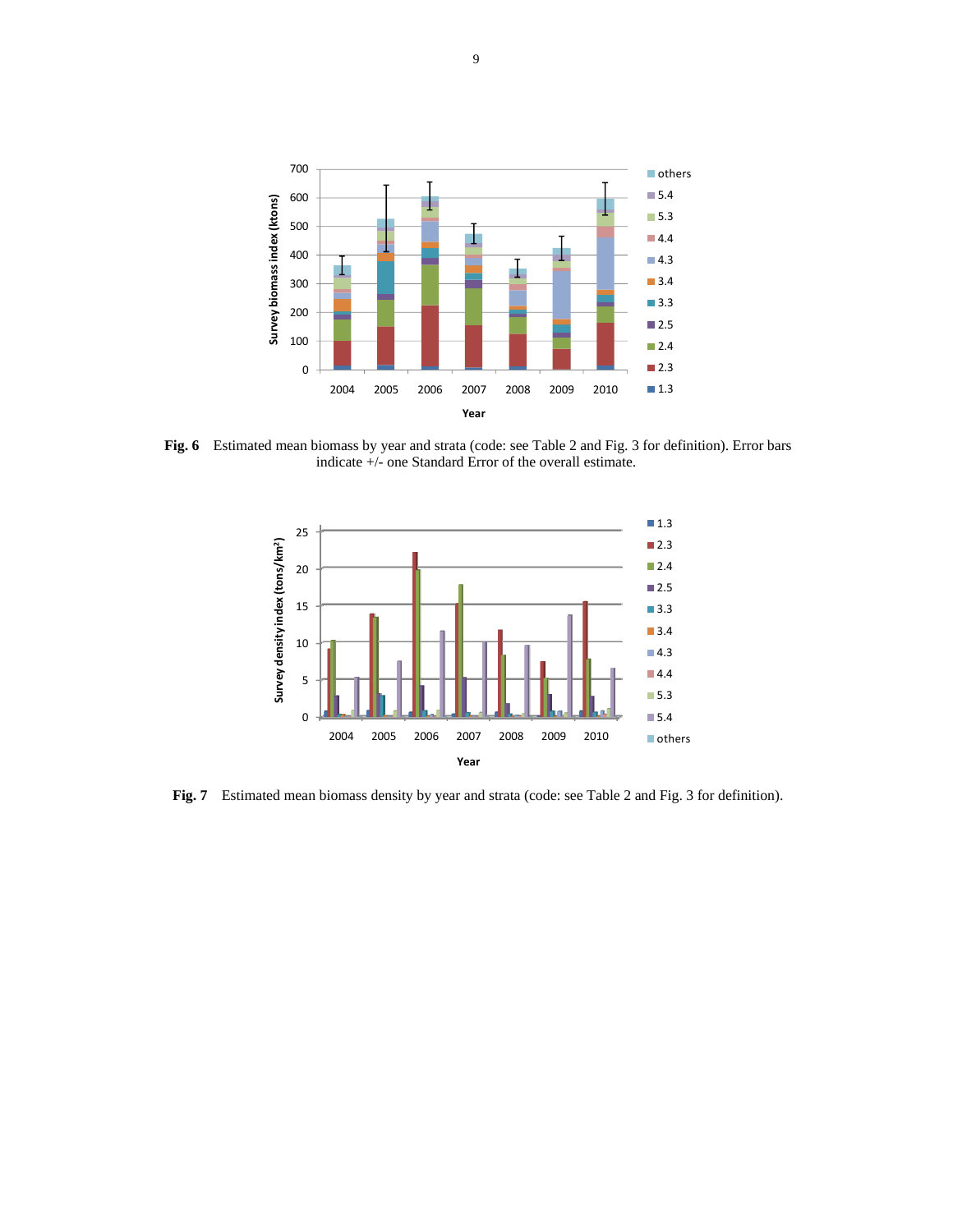**Fig. 6** Estimated mean biomass by year and strata (code: see Table 2 and Fig. 3 for definition). Error bars indicate +/- one Standard Error of the overall estimate.

**Fig. 7** Estimated mean biomass density by year and strata (code: see Table 2 and Fig. 3 for definition).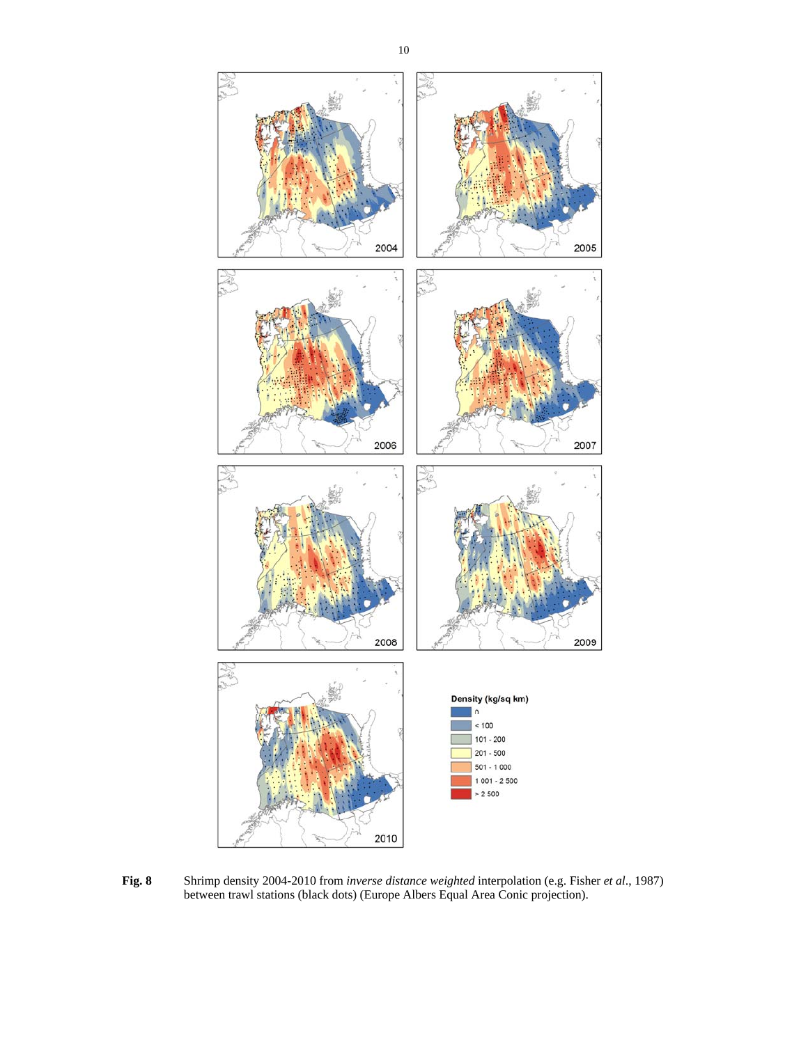**Fig. 8** Shrimp density 2004-2010 from *inverse distance weighted* interpolation (e.g. Fisher *et al*., 1987) between trawl stations (black dots) (Europe Albers Equal Area Conic projection).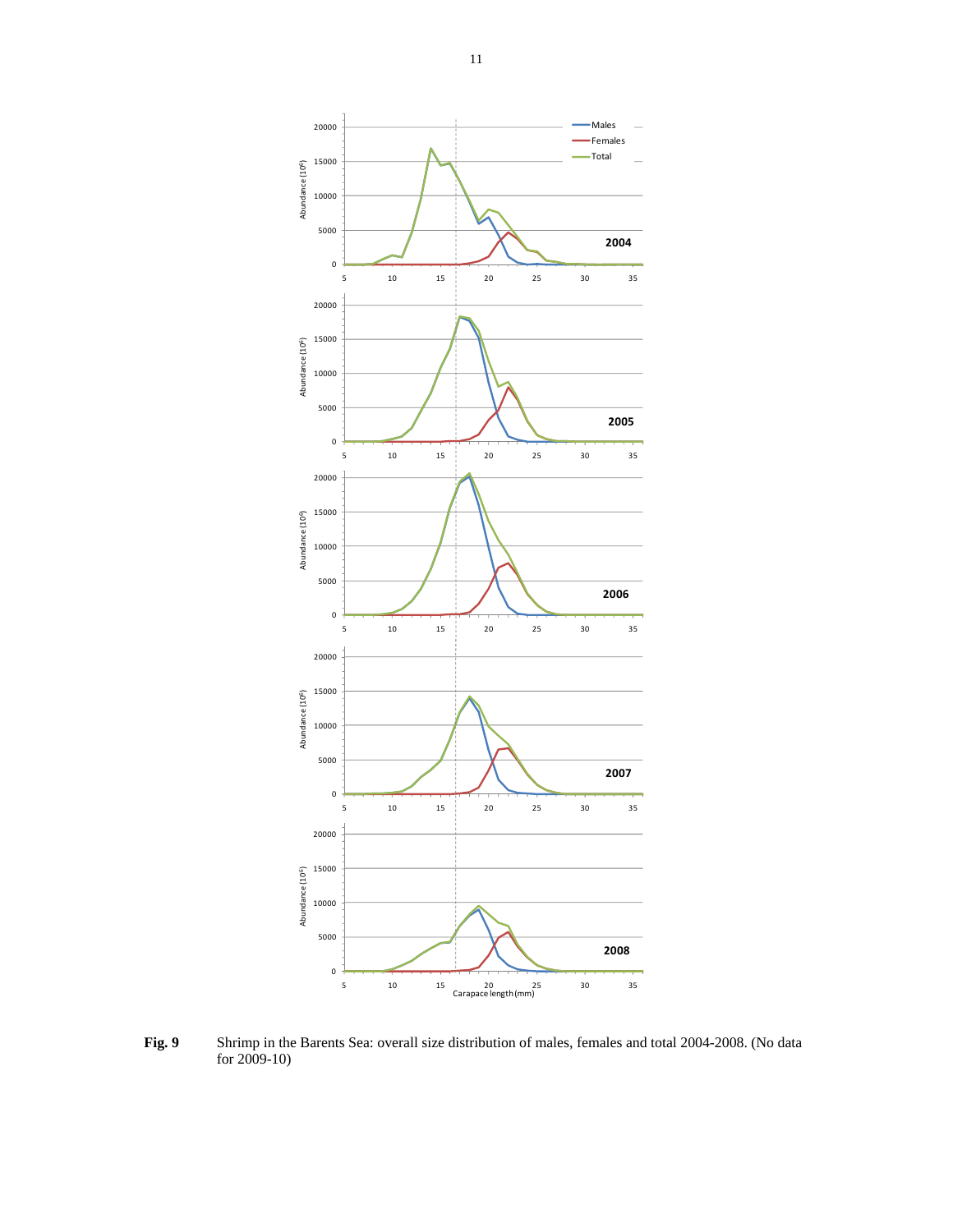**Fig. 9** Shrimp in the Barents Sea: overall size distribution of males, females and total 2004-2008. (No data for 2009-10)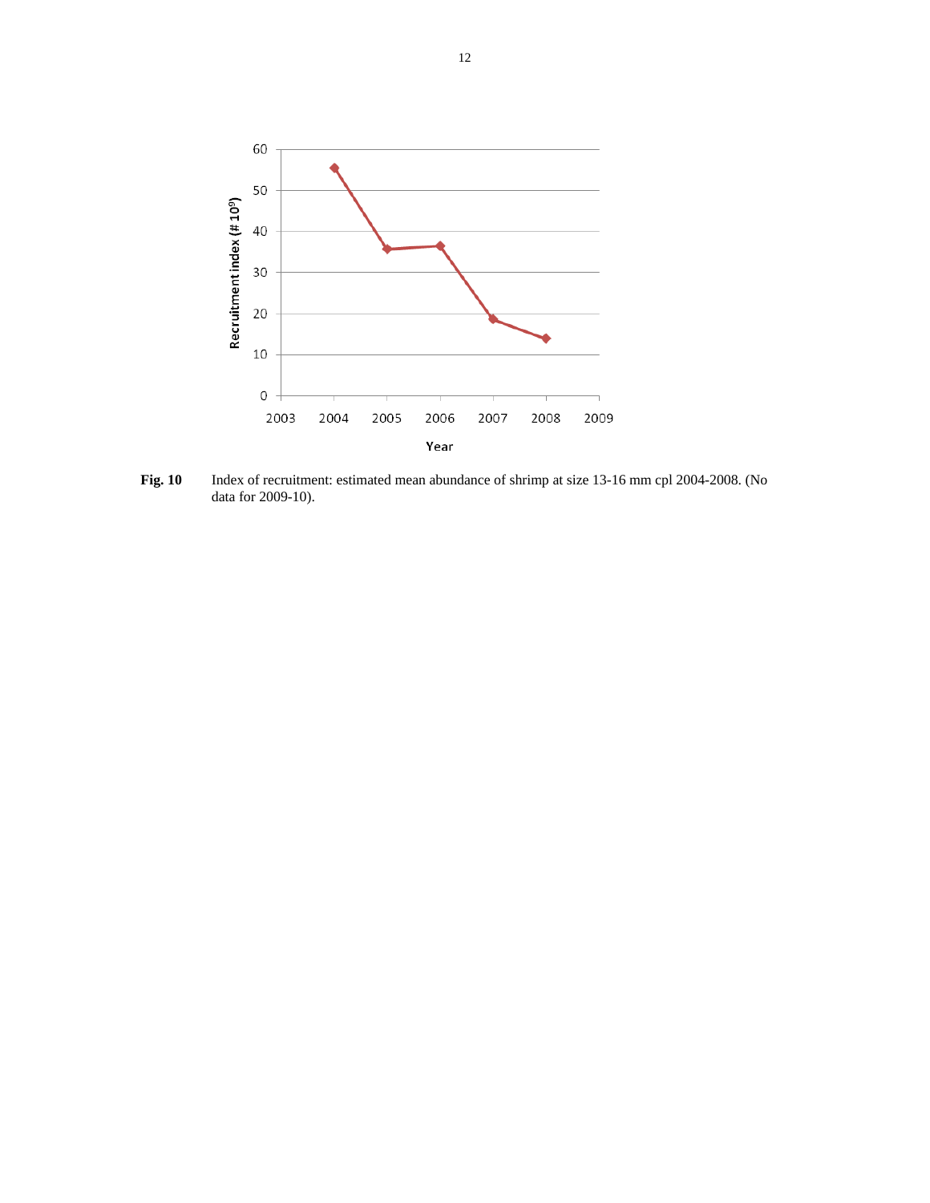**Fig. 10** Index of recruitment: estimated mean abundance of shrimp at size 13-16 mm cpl 2004-2008. (No data for 2009-10).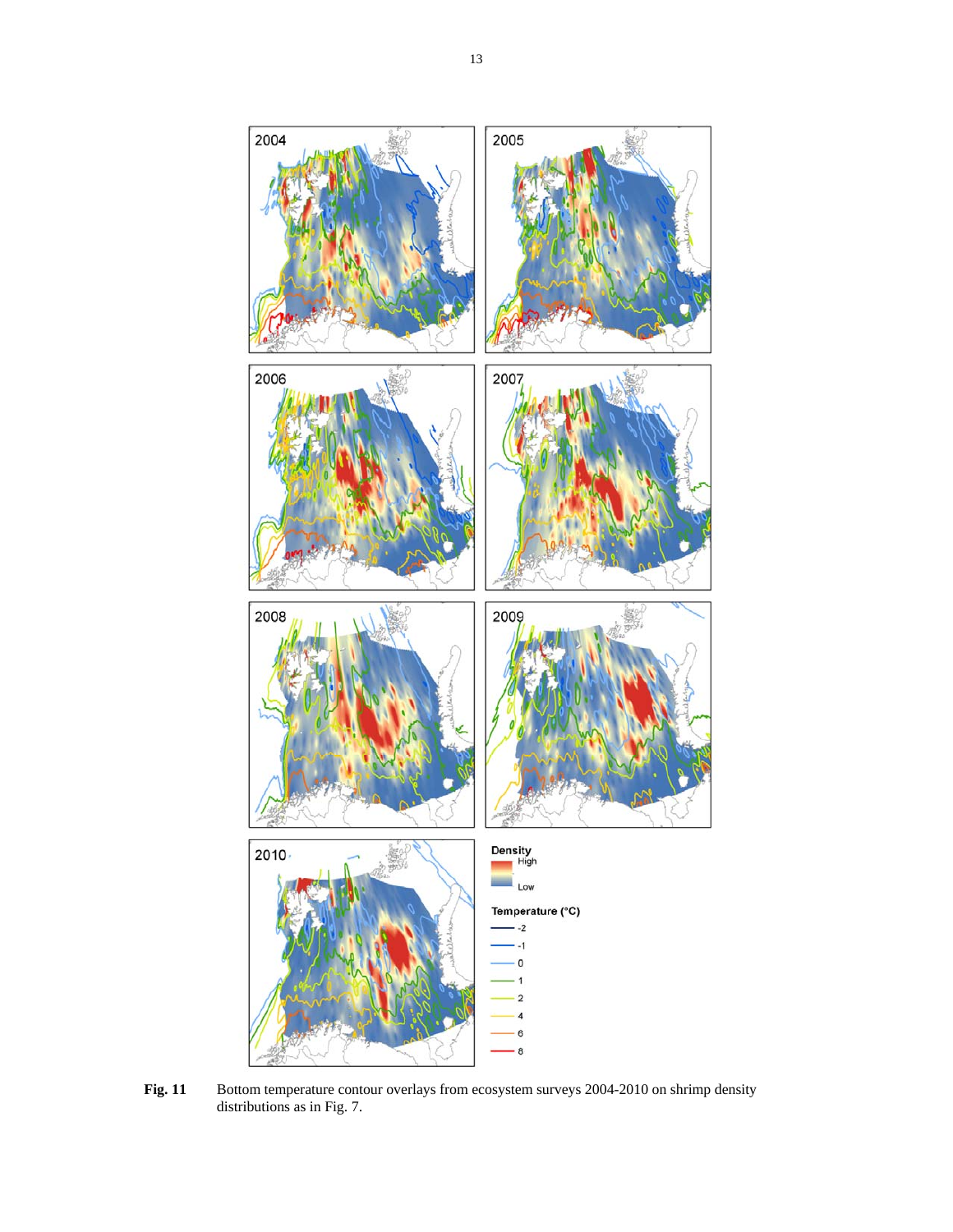2004

2005

2006

2007

2008

2009

2010

Density
High
Low

Temperature (°C)
-2
-1
0
1
2
4
6
8

**Fig. 11** Bottom temperature contour overlays from ecosystem surveys 2004-2010 on shrimp density distributions as in Fig. 7.